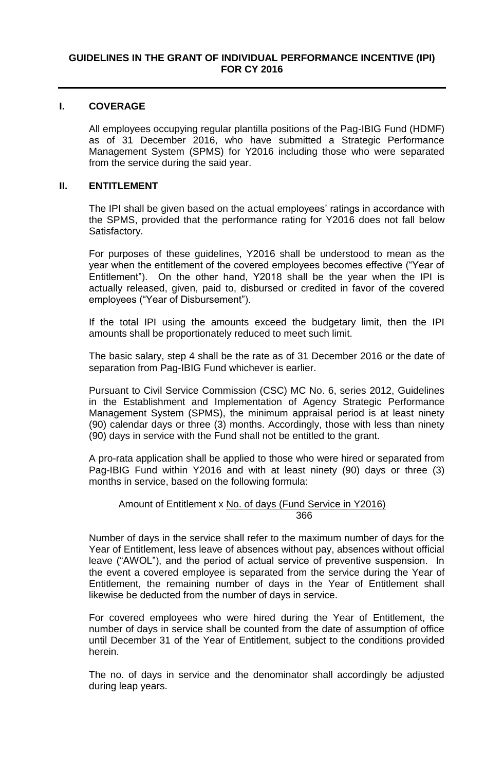# GUIDELINES IN THE GRANT OF INDIVIDUAL PERFORMANCE INCENTIVE (IPI) FOR CY 2016

## I. COVERAGE

All employees occupying regular plantilla positions of the Pag-IBIG Fund (HDMF) as of 31 December 2016, who have submitted a Strategic Performance Management System (SPMS) for Y2016 including those who were separated from the service during the said year.

## II. ENTITLEMENT

The IPI shall be given based on the actual employees' ratings in accordance with the SPMS, provided that the performance rating for Y2016 does not fall below Satisfactory.

For purposes of these guidelines, Y2016 shall be understood to mean as the year when the entitlement of the covered employees becomes effective ("Year of Entitlement"). On the other hand, Y2018 shall be the year when the IPI is actually released, given, paid to, disbursed or credited in favor of the covered employees ("Year of Disbursement").

If the total IPI using the amounts exceed the budgetary limit, then the IPI amounts shall be proportionately reduced to meet such limit.

The basic salary, step 4 shall be the rate as of 31 December 2016 or the date of separation from Pag-IBIG Fund whichever is earlier.

Pursuant to Civil Service Commission (CSC) MC No. 6, series 2012, Guidelines in the Establishment and Implementation of Agency Strategic Performance Management System (SPMS), the minimum appraisal period is at least ninety (90) calendar days or three (3) months. Accordingly, those with less than ninety (90) days in service with the Fund shall not be entitled to the grant.

A pro-rata application shall be applied to those who were hired or separated from Pag-IBIG Fund within Y2016 and with at least ninety (90) days or three (3) months in service, based on the following formula:

$$\text{Amount of Entitlement} \times \frac{\text{No. of days (Fund Service in Y2016)}}{366}$$

Number of days in the service shall refer to the maximum number of days for the Year of Entitlement, less leave of absences without pay, absences without official leave ("AWOL"), and the period of actual service of preventive suspension. In the event a covered employee is separated from the service during the Year of Entitlement, the remaining number of days in the Year of Entitlement shall likewise be deducted from the number of days in service.

For covered employees who were hired during the Year of Entitlement, the number of days in service shall be counted from the date of assumption of office until December 31 of the Year of Entitlement, subject to the conditions provided herein.

The no. of days in service and the denominator shall accordingly be adjusted during leap years.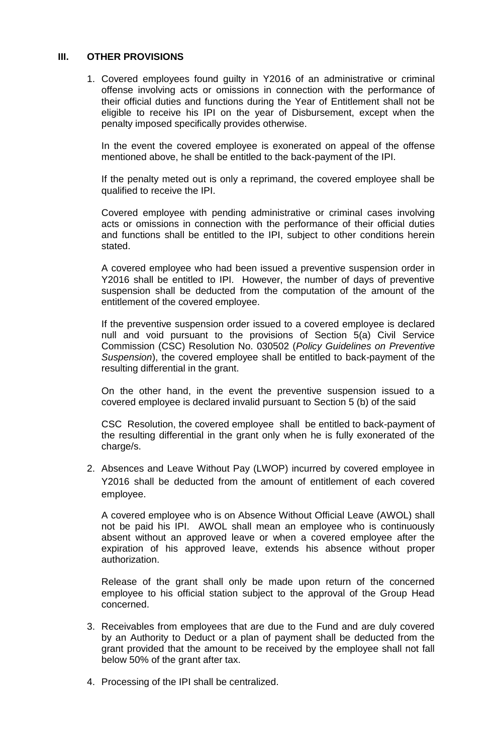## III. OTHER PROVISIONS

1. Covered employees found guilty in Y2016 of an administrative or criminal offense involving acts or omissions in connection with the performance of their official duties and functions during the Year of Entitlement shall not be eligible to receive his IPI on the year of Disbursement, except when the penalty imposed specifically provides otherwise.

   In the event the covered employee is exonerated on appeal of the offense mentioned above, he shall be entitled to the back-payment of the IPI.

   If the penalty meted out is only a reprimand, the covered employee shall be qualified to receive the IPI.

   Covered employee with pending administrative or criminal cases involving acts or omissions in connection with the performance of their official duties and functions shall be entitled to the IPI, subject to other conditions herein stated.

   A covered employee who had been issued a preventive suspension order in Y2016 shall be entitled to IPI. However, the number of days of preventive suspension shall be deducted from the computation of the amount of the entitlement of the covered employee.

   If the preventive suspension order issued to a covered employee is declared null and void pursuant to the provisions of Section 5(a) Civil Service Commission (CSC) Resolution No. 030502 (*Policy Guidelines on Preventive Suspension*), the covered employee shall be entitled to back-payment of the resulting differential in the grant.

   On the other hand, in the event the preventive suspension issued to a covered employee is declared invalid pursuant to Section 5 (b) of the said CSC Resolution, the covered employee shall be entitled to back-payment of the resulting differential in the grant only when he is fully exonerated of the charge/s.

2. Absences and Leave Without Pay (LWOP) incurred by covered employee in Y2016 shall be deducted from the amount of entitlement of each covered employee.

   A covered employee who is on Absence Without Official Leave (AWOL) shall not be paid his IPI. AWOL shall mean an employee who is continuously absent without an approved leave or when a covered employee after the expiration of his approved leave, extends his absence without proper authorization.

   Release of the grant shall only be made upon return of the concerned employee to his official station subject to the approval of the Group Head concerned.

3. Receivables from employees that are due to the Fund and are duly covered by an Authority to Deduct or a plan of payment shall be deducted from the grant provided that the amount to be received by the employee shall not fall below 50% of the grant after tax.

4. Processing of the IPI shall be centralized.